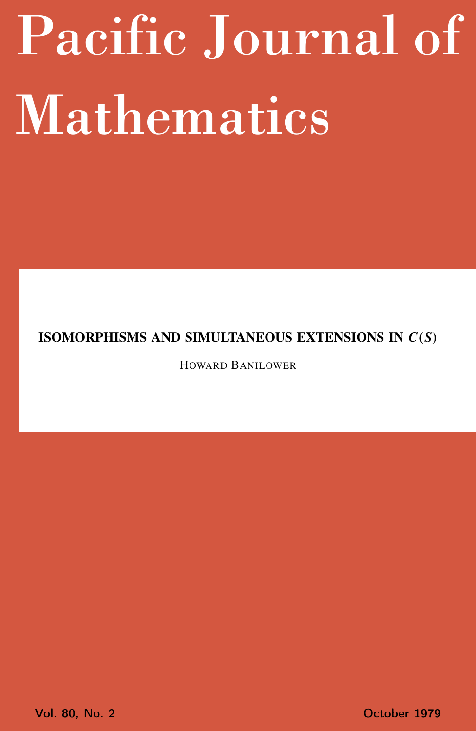# Pacific Journal of Mathematics

**ISOMORPHISMS AND SIMULTANEOUS EXTENSIONS IN $C(S)$**

HOWARD BANILOWER

Vol. 80, No. 2 October 1979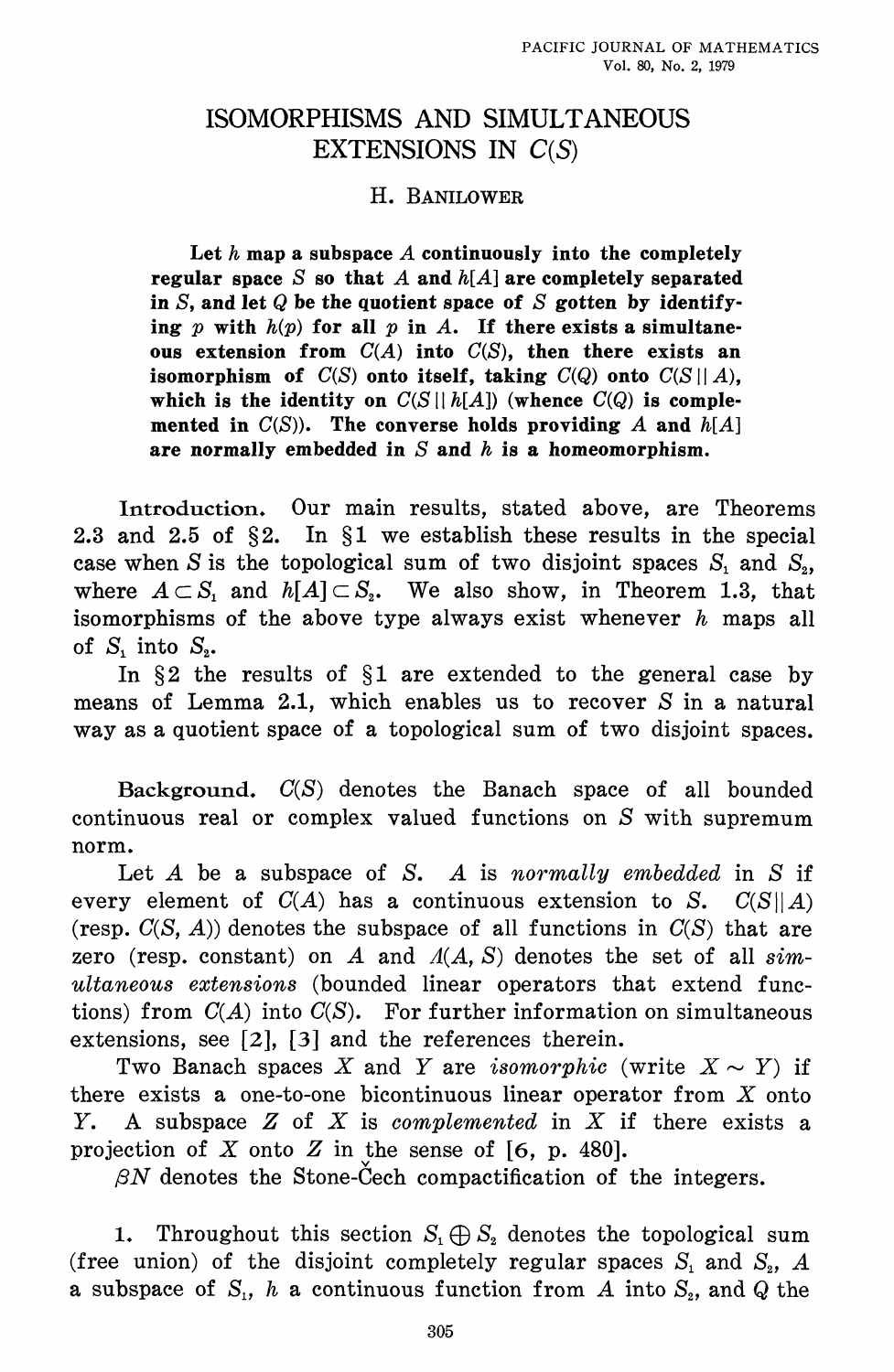# ISOMORPHISMS AND SIMULTANEOUS EXTENSIONS IN $C(S)$

H. BANILOWER

**Let $h$ map a subspace $A$ continuously into the completely regular space $S$ so that $A$ and $h[A]$ are completely separated in $S$, and let $Q$ be the quotient space of $S$ gotten by identifying $p$ with $h(p)$ for all $p$ in $A$. If there exists a simultaneous extension from $C(A)$ into $C(S)$, then there exists an isomorphism of $C(S)$ onto itself, taking $C(Q)$ onto $C(S \| A)$, which is the identity on $C(S \| h[A])$ (whence $C(Q)$ is complemented in $C(S)$). The converse holds providing $A$ and $h[A]$ are normally embedded in $S$ and $h$ is a homeomorphism.**

Introduction. Our main results, stated above, are Theorems 2.3 and 2.5 of §2. In §1 we establish these results in the special case when $S$ is the topological sum of two disjoint spaces $S_1$ and $S_2$, where $A \subset S_1$ and $h[A] \subset S_2$. We also show, in Theorem 1.3, that isomorphisms of the above type always exist whenever $h$ maps all of $S_1$ into $S_2$.

In §2 the results of §1 are extended to the general case by means of Lemma 2.1, which enables us to recover $S$ in a natural way as a quotient space of a topological sum of two disjoint spaces.

Background. $C(S)$ denotes the Banach space of all bounded continuous real or complex valued functions on $S$ with supremum norm.

Let $A$ be a subspace of $S$. $A$ is *normally embedded* in $S$ if every element of $C(A)$ has a continuous extension to $S$. $C(S \| A)$ (resp. $C(S, A)$) denotes the subspace of all functions in $C(S)$ that are zero (resp. constant) on $A$ and $\Lambda(A, S)$ denotes the set of all *simultaneous extensions* (bounded linear operators that extend functions) from $C(A)$ into $C(S)$. For further information on simultaneous extensions, see [2], [3] and the references therein.

Two Banach spaces $X$ and $Y$ are *isomorphic* (write $X \sim Y$) if there exists a one-to-one bicontinuous linear operator from $X$ onto $Y$. A subspace $Z$ of $X$ is *complemented* in $X$ if there exists a projection of $X$ onto $Z$ in the sense of [6, p. 480].

$\beta N$ denotes the Stone-Čech compactification of the integers.

1. Throughout this section $S_1 \oplus S_2$ denotes the topological sum (free union) of the disjoint completely regular spaces $S_1$ and $S_2$, $A$ a subspace of $S_1$, $h$ a continuous function from $A$ into $S_2$, and $Q$ the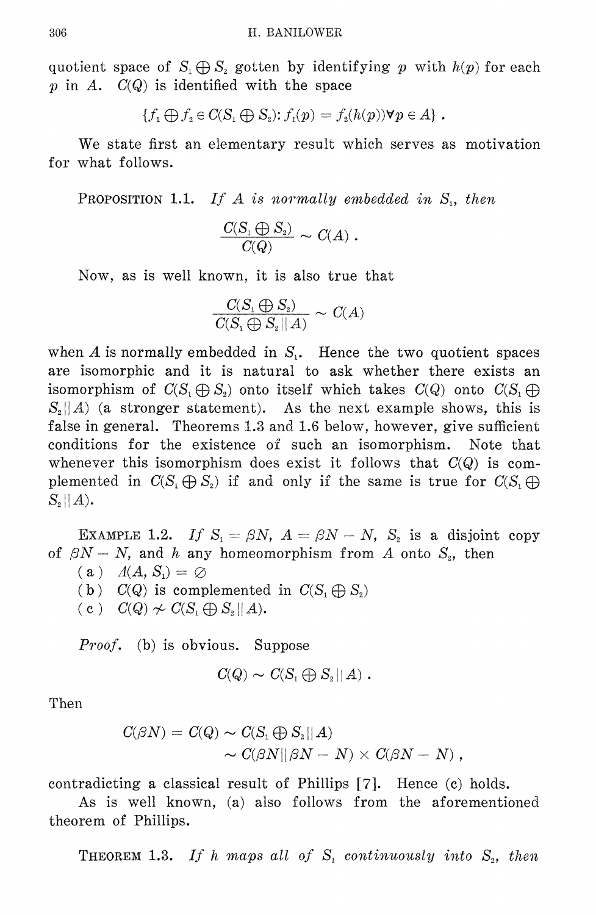quotient space of $S_1 \oplus S_2$ gotten by identifying $p$ with $h(p)$ for each $p$ in $A$. $C(Q)$ is identified with the space

$$\{f_1 \oplus f_2 \in C(S_1 \oplus S_2): f_1(p) = f_2(h(p)) \forall p \in A\} .$$

We state first an elementary result which serves as motivation for what follows.

PROPOSITION 1.1. *If $A$ is normally embedded in $S_1$, then*

$$\frac{C(S_1 \oplus S_2)}{C(Q)} \sim C(A) .$$

Now, as is well known, it is also true that

$$\frac{C(S_1 \oplus S_2)}{C(S_1 \oplus S_2 \| A)} \sim C(A)$$

when $A$ is normally embedded in $S_1$. Hence the two quotient spaces are isomorphic and it is natural to ask whether there exists an isomorphism of $C(S_1 \oplus S_2)$ onto itself which takes $C(Q)$ onto $C(S_1 \oplus S_2 \| A)$ (a stronger statement). As the next example shows, this is false in general. Theorems 1.3 and 1.6 below, however, give sufficient conditions for the existence of such an isomorphism. Note that whenever this isomorphism does exist it follows that $C(Q)$ is complemented in $C(S_1 \oplus S_2)$ if and only if the same is true for $C(S_1 \oplus S_2 \| A)$.

EXAMPLE 1.2. *If $S_1 = \beta N$, $A = \beta N - N$, $S_2$ is a disjoint copy of $\beta N - N$, and $h$ any homeomorphism from $A$ onto $S_2$, then*

(a) $\Lambda(A, S_1) = \varnothing$

(b) $C(Q)$ *is complemented in* $C(S_1 \oplus S_2)$

(c) $C(Q) \not\sim C(S_1 \oplus S_2 \| A)$.

*Proof.* (b) is obvious. Suppose

$$C(Q) \sim C(S_1 \oplus S_2 \| A) .$$

Then

$$C(\beta N) = C(Q) \sim C(S_1 \oplus S_2 \| A) \sim C(\beta N \| \beta N - N) \times C(\beta N - N) ,$$

contradicting a classical result of Phillips [7]. Hence (c) holds.

As is well known, (a) also follows from the aforementioned theorem of Phillips.

THEOREM 1.3. *If $h$ maps all of $S_1$ continuously into $S_2$, then*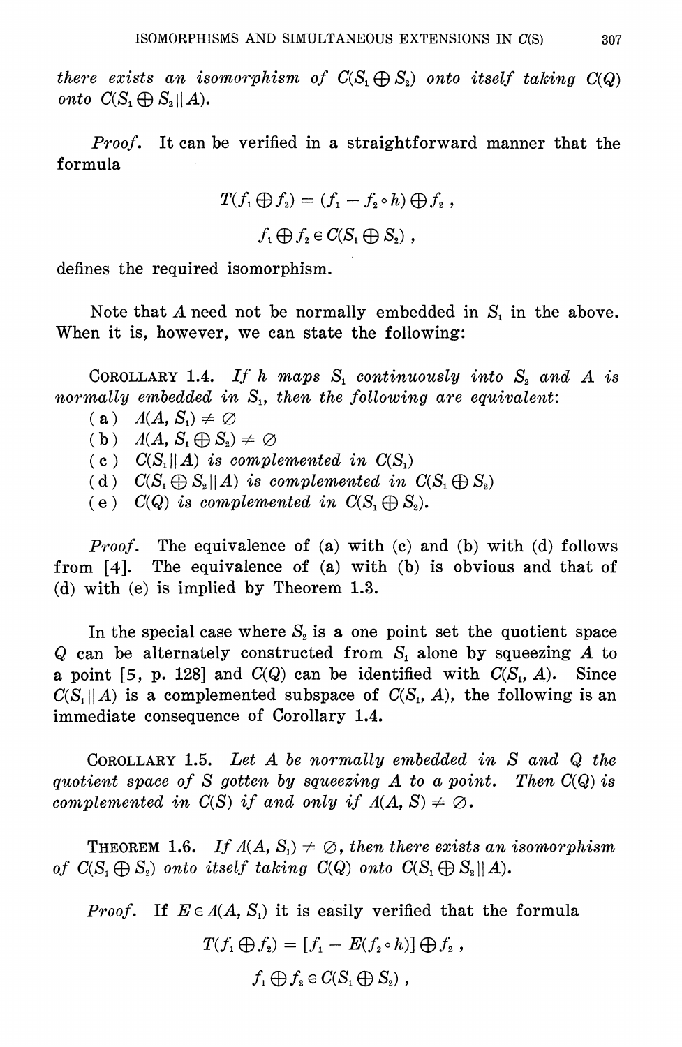*there exists an isomorphism of* $C(S_1 \oplus S_2)$ *onto itself taking* $C(Q)$ *onto* $C(S_1 \oplus S_2 \| A)$.

*Proof.* It can be verified in a straightforward manner that the formula

$$T(f_1 \oplus f_2) = (f_1 - f_2 \circ h) \oplus f_2 ,$$

$$f_1 \oplus f_2 \in C(S_1 \oplus S_2) ,$$

defines the required isomorphism.

Note that $A$ need not be normally embedded in $S_1$ in the above. When it is, however, we can state the following:

COROLLARY 1.4. *If* $h$ *maps* $S_1$ *continuously into* $S_2$ *and* $A$ *is normally embedded in* $S_1$, *then the following are equivalent*:

(a) $\Lambda(A, S_1) \neq \varnothing$

(b) $\Lambda(A, S_1 \oplus S_2) \neq \varnothing$

(c) $C(S_1 \| A)$ *is complemented in* $C(S_1)$

(d) $C(S_1 \oplus S_2 \| A)$ *is complemented in* $C(S_1 \oplus S_2)$

(e) $C(Q)$ *is complemented in* $C(S_1 \oplus S_2)$.

*Proof.* The equivalence of (a) with (c) and (b) with (d) follows from [4]. The equivalence of (a) with (b) is obvious and that of (d) with (e) is implied by Theorem 1.3.

In the special case where $S_2$ is a one point set the quotient space $Q$ can be alternately constructed from $S_1$ alone by squeezing $A$ to a point [5, p. 128] and $C(Q)$ can be identified with $C(S_1, A)$. Since $C(S_1 \| A)$ is a complemented subspace of $C(S_1, A)$, the following is an immediate consequence of Corollary 1.4.

COROLLARY 1.5. *Let* $A$ *be normally embedded in* $S$ *and* $Q$ *the quotient space of* $S$ *gotten by squeezing* $A$ *to a point. Then* $C(Q)$ *is complemented in* $C(S)$ *if and only if* $\Lambda(A, S) \neq \varnothing$.

THEOREM 1.6. *If* $\Lambda(A, S_1) \neq \varnothing$, *then there exists an isomorphism of* $C(S_1 \oplus S_2)$ *onto itself taking* $C(Q)$ *onto* $C(S_1 \oplus S_2 \| A)$.

*Proof.* If $E \in \Lambda(A, S_1)$ it is easily verified that the formula

$$T(f_1 \oplus f_2) = [f_1 - E(f_2 \circ h)] \oplus f_2 ,$$

$$f_1 \oplus f_2 \in C(S_1 \oplus S_2) ,$$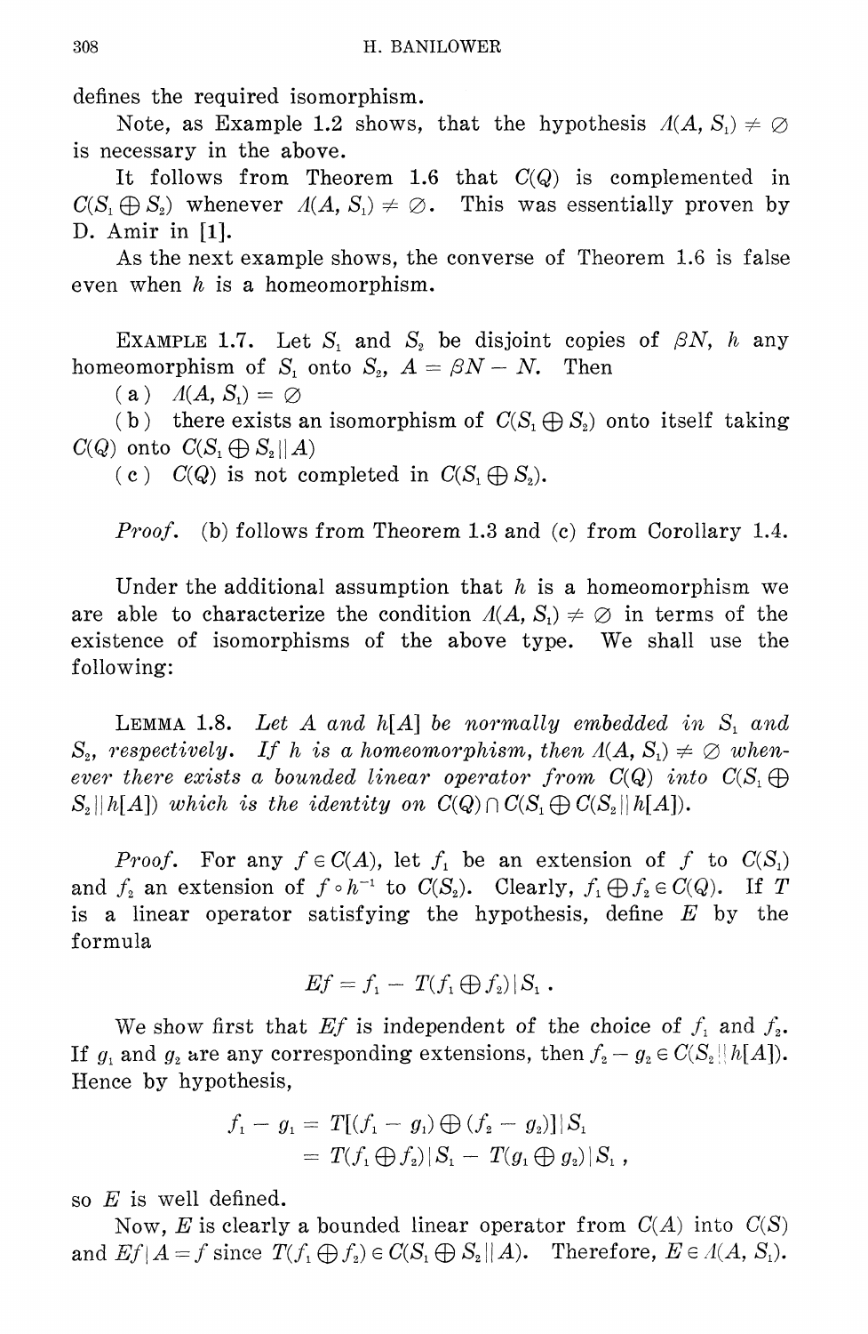defines the required isomorphism.

Note, as Example 1.2 shows, that the hypothesis $\Lambda(A, S_1) \neq \varnothing$ is necessary in the above.

It follows from Theorem 1.6 that $C(Q)$ is complemented in $C(S_1 \oplus S_2)$ whenever $\Lambda(A, S_1) \neq \varnothing$. This was essentially proven by D. Amir in [1].

As the next example shows, the converse of Theorem 1.6 is false even when $h$ is a homeomorphism.

EXAMPLE 1.7. Let $S_1$ and $S_2$ be disjoint copies of $\beta N$, $h$ any homeomorphism of $S_1$ onto $S_2$, $A = \beta N - N$. Then

(a) $\Lambda(A, S_1) = \varnothing$

(b) there exists an isomorphism of $C(S_1 \oplus S_2)$ onto itself taking $C(Q)$ onto $C(S_1 \oplus S_2 || A)$

(c) $C(Q)$ is not completed in $C(S_1 \oplus S_2)$.

*Proof.* (b) follows from Theorem 1.3 and (c) from Corollary 1.4.

Under the additional assumption that $h$ is a homeomorphism we are able to characterize the condition $\Lambda(A, S_1) \neq \varnothing$ in terms of the existence of isomorphisms of the above type. We shall use the following:

LEMMA 1.8. *Let $A$ and $h[A]$ be normally embedded in $S_1$ and $S_2$, respectively. If $h$ is a homeomorphism, then $\Lambda(A, S_1) \neq \varnothing$ whenever there exists a bounded linear operator from $C(Q)$ into $C(S_1 \oplus S_2 || h[A])$ which is the identity on $C(Q) \cap C(S_1 \oplus C(S_2 || h[A])$.*

*Proof.* For any $f \in C(A)$, let $f_1$ be an extension of $f$ to $C(S_1)$ and $f_2$ an extension of $f \circ h^{-1}$ to $C(S_2)$. Clearly, $f_1 \oplus f_2 \in C(Q)$. If $T$ is a linear operator satisfying the hypothesis, define $E$ by the formula

$$Ef = f_1 - T(f_1 \oplus f_2) | S_1 .$$

We show first that $Ef$ is independent of the choice of $f_1$ and $f_2$. If $g_1$ and $g_2$ are any corresponding extensions, then $f_2 - g_2 \in C(S_2 || h[A])$. Hence by hypothesis,

$$\begin{aligned} f_1 - g_1 &= T[(f_1 - g_1) \oplus (f_2 - g_2)] | S_1 \\ &= T(f_1 \oplus f_2) | S_1 - T(g_1 \oplus g_2) | S_1 , \end{aligned}$$

so $E$ is well defined.

Now, $E$ is clearly a bounded linear operator from $C(A)$ into $C(S)$ and $Ef | A = f$ since $T(f_1 \oplus f_2) \in C(S_1 \oplus S_2 || A)$. Therefore, $E \in \Lambda(A, S_1)$.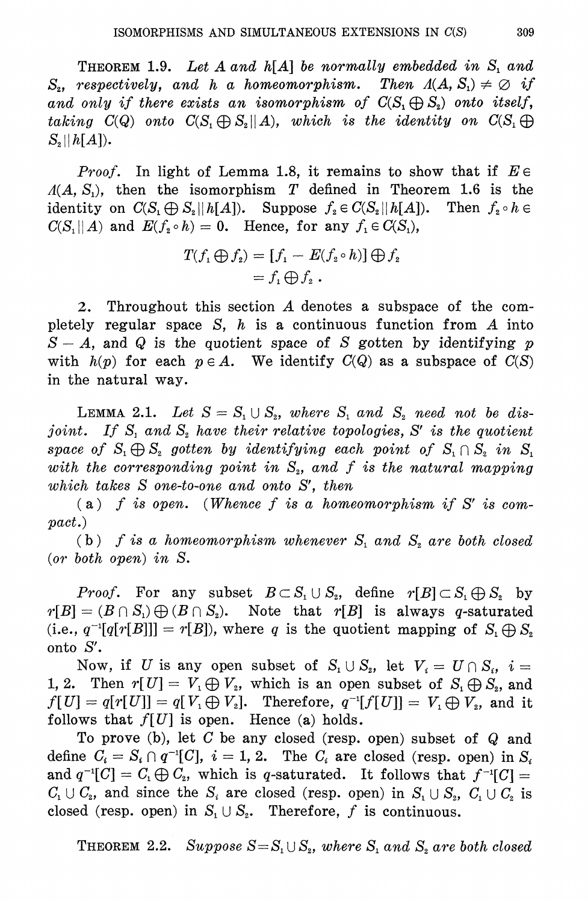**Theorem 1.9.** *Let $A$ and $h[A]$ be normally embedded in $S_1$ and $S_2$, respectively, and $h$ a homeomorphism. Then $\Lambda(A, S_1) \neq \varnothing$ if and only if there exists an isomorphism of $C(S_1 \oplus S_2)$ onto itself, taking $C(Q)$ onto $C(S_1 \oplus S_2 \| A)$, which is the identity on $C(S_1 \oplus S_2 \| h[A])$.*

*Proof.* In light of Lemma 1.8, it remains to show that if $E \in \Lambda(A, S_1)$, then the isomorphism $T$ defined in Theorem 1.6 is the identity on $C(S_1 \oplus S_2 \| h[A])$. Suppose $f_2 \in C(S_2 \| h[A])$. Then $f_2 \circ h \in C(S_1 \| A)$ and $E(f_2 \circ h) = 0$. Hence, for any $f_1 \in C(S_1)$,

$$\begin{aligned} T(f_1 \oplus f_2) &= [f_1 - E(f_2 \circ h)] \oplus f_2 \\ &= f_1 \oplus f_2 . \end{aligned}$$

2. Throughout this section $A$ denotes a subspace of the completely regular space $S$, $h$ is a continuous function from $A$ into $S - A$, and $Q$ is the quotient space of $S$ gotten by identifying $p$ with $h(p)$ for each $p \in A$. We identify $C(Q)$ as a subspace of $C(S)$ in the natural way.

**Lemma 2.1.** *Let $S = S_1 \cup S_2$, where $S_1$ and $S_2$ need not be disjoint. If $S_1$ and $S_2$ have their relative topologies, $S'$ is the quotient space of $S_1 \oplus S_2$ gotten by identifying each point of $S_1 \cap S_2$ in $S_1$ with the corresponding point in $S_2$, and $f$ is the natural mapping which takes $S$ one-to-one and onto $S'$, then*

(a) *$f$ is open. (Whence $f$ is a homeomorphism if $S'$ is compact.)*

(b) *$f$ is a homeomorphism whenever $S_1$ and $S_2$ are both closed (or both open) in $S$.*

*Proof.* For any subset $B \subset S_1 \cup S_2$, define $r[B] \subset S_1 \oplus S_2$ by $r[B] = (B \cap S_1) \oplus (B \cap S_2)$. Note that $r[B]$ is always $q$-saturated (i.e., $q^{-1}[q[r[B]]] = r[B]$), where $q$ is the quotient mapping of $S_1 \oplus S_2$ onto $S'$.

Now, if $U$ is any open subset of $S_1 \cup S_2$, let $V_i = U \cap S_i$, $i = 1, 2$. Then $r[U] = V_1 \oplus V_2$, which is an open subset of $S_1 \oplus S_2$, and $f[U] = q[r[U]] = q[V_1 \oplus V_2]$. Therefore, $q^{-1}[f[U]] = V_1 \oplus V_2$, and it follows that $f[U]$ is open. Hence (a) holds.

To prove (b), let $C$ be any closed (resp. open) subset of $Q$ and define $C_i = S_i \cap q^{-1}[C]$, $i = 1, 2$. The $C_i$ are closed (resp. open) in $S_i$ and $q^{-1}[C] = C_1 \oplus C_2$, which is $q$-saturated. It follows that $f^{-1}[C] = C_1 \cup C_2$, and since the $S_i$ are closed (resp. open) in $S_1 \cup S_2$, $C_1 \cup C_2$ is closed (resp. open) in $S_1 \cup S_2$. Therefore, $f$ is continuous.

**Theorem 2.2.** *Suppose $S = S_1 \cup S_2$, where $S_1$ and $S_2$ are both closed*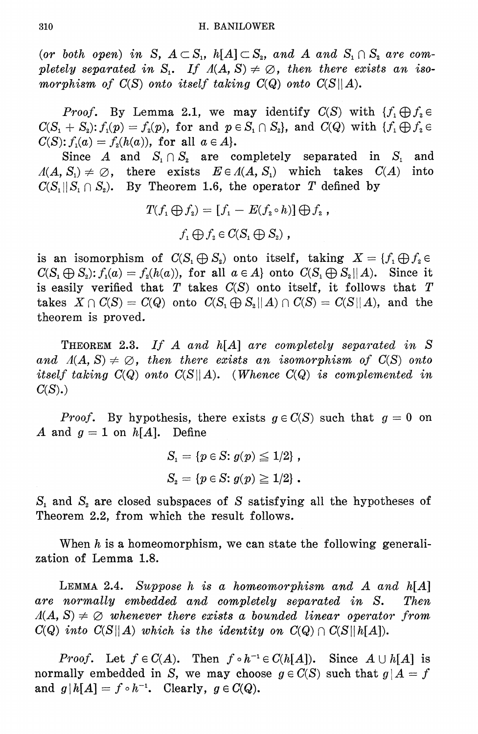(*or both open*) *in* $S$, $A \subset S_1$, $h[A] \subset S_2$, *and* $A$ *and* $S_1 \cap S_2$ *are completely separated in* $S_1$. *If* $\Lambda(A, S) \neq \emptyset$, *then there exists an isomorphism of* $C(S)$ *onto itself taking* $C(Q)$ *onto* $C(S \| A)$.

*Proof.* By Lemma 2.1, we may identify $C(S)$ with $\{f_1 \oplus f_2 \in C(S_1 + S_2): f_1(p) = f_2(p)$, for and $p \in S_1 \cap S_2\}$, and $C(Q)$ with $\{f_1 \oplus f_2 \in C(S): f_1(a) = f_2(h(a))$, for all $a \in A\}$.

Since $A$ and $S_1 \cap S_2$ are completely separated in $S_1$ and $\Lambda(A, S_1) \neq \emptyset$, there exists $E \in \Lambda(A, S_1)$ which takes $C(A)$ into $C(S_1 \| S_1 \cap S_2)$. By Theorem 1.6, the operator $T$ defined by

$$T(f_1 \oplus f_2) = [f_1 - E(f_2 \circ h)] \oplus f_2 ,$$

$$f_1 \oplus f_2 \in C(S_1 \oplus S_2) ,$$

is an isomorphism of $C(S_1 \oplus S_2)$ onto itself, taking $X = \{f_1 \oplus f_2 \in C(S_1 \oplus S_2): f_1(a) = f_2(h(a))$, for all $a \in A\}$ onto $C(S_1 \oplus S_2 \| A)$. Since it is easily verified that $T$ takes $C(S)$ onto itself, it follows that $T$ takes $X \cap C(S) = C(Q)$ onto $C(S_1 \oplus S_2 \| A) \cap C(S) = C(S \| A)$, and the theorem is proved.

THEOREM 2.3. *If* $A$ *and* $h[A]$ *are completely separated in* $S$ *and* $\Lambda(A, S) \neq \emptyset$, *then there exists an isomorphism of* $C(S)$ *onto itself taking* $C(Q)$ *onto* $C(S \| A)$. (*Whence* $C(Q)$ *is complemented in* $C(S)$.)

*Proof.* By hypothesis, there exists $g \in C(S)$ such that $g = 0$ on $A$ and $g = 1$ on $h[A]$. Define

$$S_1 = \{p \in S: g(p) \leqq 1/2\} ,$$

$$S_2 = \{p \in S: g(p) \geqq 1/2\} .$$

$S_1$ and $S_2$ are closed subspaces of $S$ satisfying all the hypotheses of Theorem 2.2, from which the result follows.

When $h$ is a homeomorphism, we can state the following generalization of Lemma 1.8.

LEMMA 2.4. *Suppose* $h$ *is a homeomorphism and* $A$ *and* $h[A]$ *are normally embedded and completely separated in* $S$. *Then* $\Lambda(A, S) \neq \emptyset$ *whenever there exists a bounded linear operator from* $C(Q)$ *into* $C(S \| A)$ *which is the identity on* $C(Q) \cap C(S \| h[A])$.

*Proof.* Let $f \in C(A)$. Then $f \circ h^{-1} \in C(h[A])$. Since $A \cup h[A]$ is normally embedded in $S$, we may choose $g \in C(S)$ such that $g | A = f$ and $g | h[A] = f \circ h^{-1}$. Clearly, $g \in C(Q)$.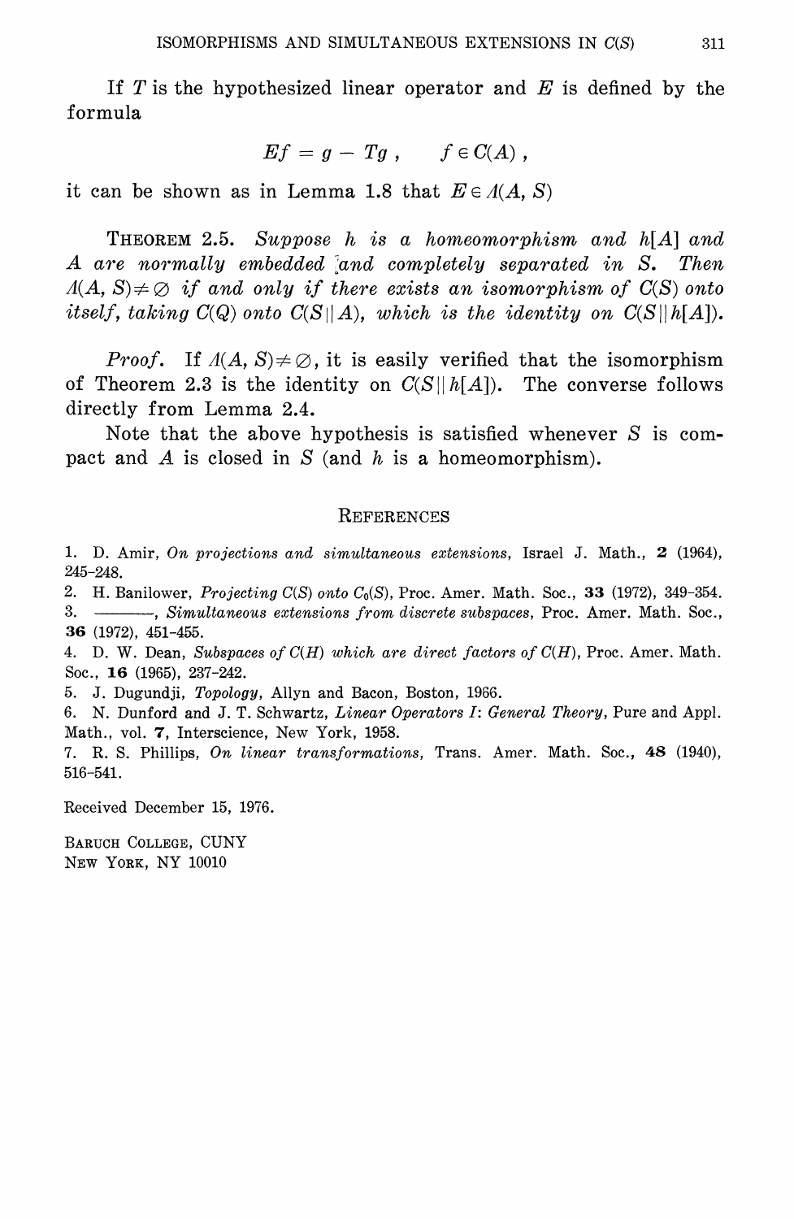If $T$ is the hypothesized linear operator and $E$ is defined by the formula

$$Ef = g - Tg \,, \qquad f \in C(A) \,,$$

it can be shown as in Lemma 1.8 that $E \in \Lambda(A, S)$

THEOREM 2.5. *Suppose $h$ is a homeomorphism and $h[A]$ and $A$ are normally embedded and completely separated in $S$. Then $\Lambda(A, S) \neq \varnothing$ if and only if there exists an isomorphism of $C(S)$ onto itself, taking $C(Q)$ onto $C(S \| A)$, which is the identity on $C(S \| h[A])$.*

*Proof.* If $\Lambda(A, S) \neq \varnothing$, it is easily verified that the isomorphism of Theorem 2.3 is the identity on $C(S \| h[A])$. The converse follows directly from Lemma 2.4.

Note that the above hypothesis is satisfied whenever $S$ is compact and $A$ is closed in $S$ (and $h$ is a homeomorphism).

## REFERENCES

1. D. Amir, *On projections and simultaneous extensions*, Israel J. Math., **2** (1964), 245-248.
2. H. Banilower, *Projecting C(S) onto $C_0(S)$*, Proc. Amer. Math. Soc., **33** (1972), 349-354.
3. ———, *Simultaneous extensions from discrete subspaces*, Proc. Amer. Math. Soc., **36** (1972), 451-455.
4. D. W. Dean, *Subspaces of C(H) which are direct factors of C(H)*, Proc. Amer. Math. Soc., **16** (1965), 237-242.
5. J. Dugundji, *Topology*, Allyn and Bacon, Boston, 1966.
6. N. Dunford and J. T. Schwartz, *Linear Operators I: General Theory*, Pure and Appl. Math., vol. **7**, Interscience, New York, 1958.
7. R. S. Phillips, *On linear transformations*, Trans. Amer. Math. Soc., **48** (1940), 516-541.

Received December 15, 1976.

BARUCH COLLEGE, CUNY
NEW YORK, NY 10010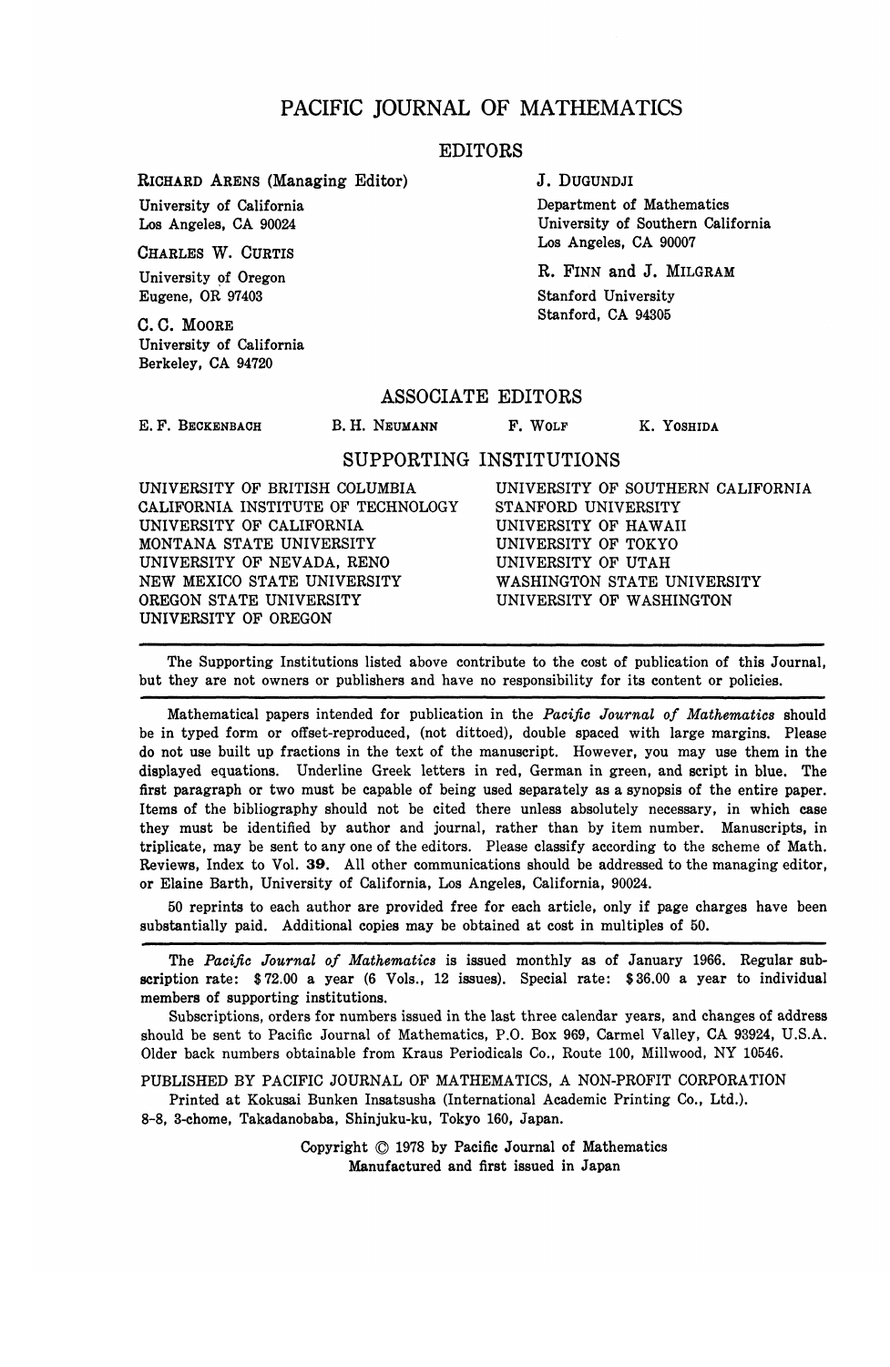# PACIFIC JOURNAL OF MATHEMATICS

## EDITORS

RICHARD ARENS (Managing Editor)
University of California
Los Angeles, CA 90024

CHARLES W. CURTIS
University of Oregon
Eugene, OR 97403

C. C. MOORE
University of California
Berkeley, CA 94720

J. DUGUNDJI
Department of Mathematics
University of Southern California
Los Angeles, CA 90007

R. FINN and J. MILGRAM
Stanford University
Stanford, CA 94305

## ASSOCIATE EDITORS

E. F. BECKENBACH B. H. NEUMANN F. WOLF K. YOSHIDA

## SUPPORTING INSTITUTIONS

UNIVERSITY OF BRITISH COLUMBIA
CALIFORNIA INSTITUTE OF TECHNOLOGY
UNIVERSITY OF CALIFORNIA
MONTANA STATE UNIVERSITY
UNIVERSITY OF NEVADA, RENO
NEW MEXICO STATE UNIVERSITY
OREGON STATE UNIVERSITY
UNIVERSITY OF OREGON
UNIVERSITY OF SOUTHERN CALIFORNIA
STANFORD UNIVERSITY
UNIVERSITY OF HAWAII
UNIVERSITY OF TOKYO
UNIVERSITY OF UTAH
WASHINGTON STATE UNIVERSITY
UNIVERSITY OF WASHINGTON

---

The Supporting Institutions listed above contribute to the cost of publication of this Journal, but they are not owners or publishers and have no responsibility for its content or policies.

---

Mathematical papers intended for publication in the *Pacific Journal of Mathematics* should be in typed form or offset-reproduced, (not dittoed), double spaced with large margins. Please do not use built up fractions in the text of the manuscript. However, you may use them in the displayed equations. Underline Greek letters in red, German in green, and script in blue. The first paragraph or two must be capable of being used separately as a synopsis of the entire paper. Items of the bibliography should not be cited there unless absolutely necessary, in which case they must be identified by author and journal, rather than by item number. Manuscripts, in triplicate, may be sent to any one of the editors. Please classify according to the scheme of Math. Reviews, Index to Vol. **39**. All other communications should be addressed to the managing editor, or Elaine Barth, University of California, Los Angeles, California, 90024.

50 reprints to each author are provided free for each article, only if page charges have been substantially paid. Additional copies may be obtained at cost in multiples of 50.

---

The *Pacific Journal of Mathematics* is issued monthly as of January 1966. Regular subscription rate: $72.00 a year (6 Vols., 12 issues). Special rate: $36.00 a year to individual members of supporting institutions.

Subscriptions, orders for numbers issued in the last three calendar years, and changes of address should be sent to Pacific Journal of Mathematics, P.O. Box 969, Carmel Valley, CA 93924, U.S.A. Older back numbers obtainable from Kraus Periodicals Co., Route 100, Millwood, NY 10546.

PUBLISHED BY PACIFIC JOURNAL OF MATHEMATICS, A NON-PROFIT CORPORATION

Printed at Kokusai Bunken Insatsusha (International Academic Printing Co., Ltd.).
8-8, 3-chome, Takadanobaba, Shinjuku-ku, Tokyo 160, Japan.

Copyright © 1978 by Pacific Journal of Mathematics
Manufactured and first issued in Japan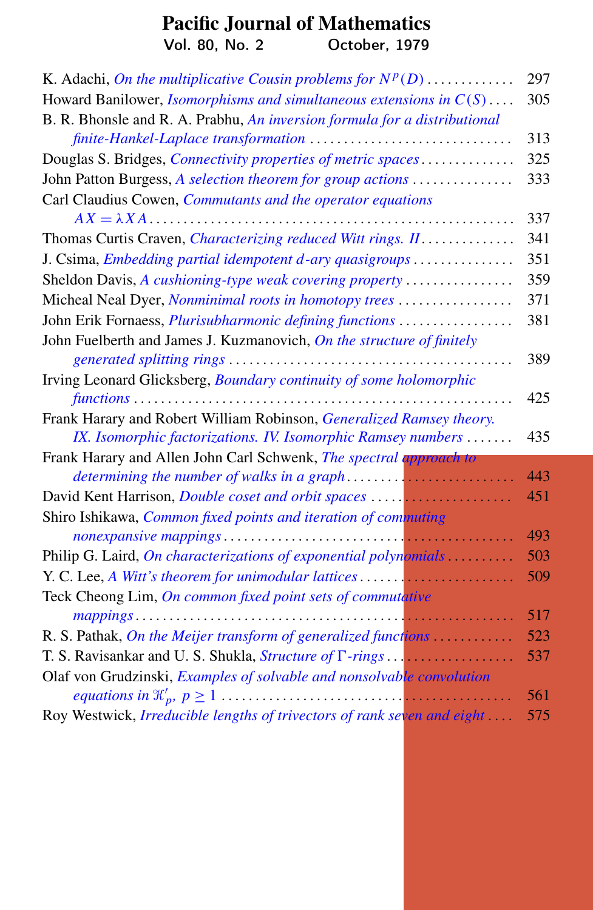# Pacific Journal of Mathematics

Vol. 80, No. 2 October, 1979

K. Adachi, *On the multiplicative Cousin problems for $N^p(D)$* . . . . . . . . . . . . 297

Howard Banilower, *Isomorphisms and simultaneous extensions in $C(S)$* . . . . 305

B. R. Bhonsle and R. A. Prabhu, *An inversion formula for a distributional finite-Hankel-Laplace transformation* . . . . . . . . . . . . . . . . . . . . . . . . . . . . . . 313

Douglas S. Bridges, *Connectivity properties of metric spaces* . . . . . . . . . . . . . 325

John Patton Burgess, *A selection theorem for group actions* . . . . . . . . . . . . . . . 333

Carl Claudius Cowen, *Commutants and the operator equations $AX = \lambda XA$* . . . . . . . . . . . . . . . . . . . . . . . . . . . . . . . . . . . . . . . . . . . . . . . . . . . . . 337

Thomas Curtis Craven, *Characterizing reduced Witt rings. II* . . . . . . . . . . . . . 341

J. Csima, *Embedding partial idempotent $d$-ary quasigroups* . . . . . . . . . . . . . . 351

Sheldon Davis, *A cushioning-type weak covering property* . . . . . . . . . . . . . . . . 359

Micheal Neal Dyer, *Nonminimal roots in homotopy trees* . . . . . . . . . . . . . . . . . 371

John Erik Fornaess, *Plurisubharmonic defining functions* . . . . . . . . . . . . . . . . . 381

John Fuelberth and James J. Kuzmanovich, *On the structure of finitely generated splitting rings* . . . . . . . . . . . . . . . . . . . . . . . . . . . . . . . . . . . . . . . . . 389

Irving Leonard Glicksberg, *Boundary continuity of some holomorphic functions* . . . . . . . . . . . . . . . . . . . . . . . . . . . . . . . . . . . . . . . . . . . . . . . . . . . . . . . 425

Frank Harary and Robert William Robinson, *Generalized Ramsey theory. IX. Isomorphic factorizations. IV. Isomorphic Ramsey numbers* . . . . . . . 435

Frank Harary and Allen John Carl Schwenk, *The spectral approach to determining the number of walks in a graph* . . . . . . . . . . . . . . . . . . . . . . . . . 443

David Kent Harrison, *Double coset and orbit spaces* . . . . . . . . . . . . . . . . . . . . . 451

Shiro Ishikawa, *Common fixed points and iteration of commuting nonexpansive mappings* . . . . . . . . . . . . . . . . . . . . . . . . . . . . . . . . . . . . . . . . . . . 493

Philip G. Laird, *On characterizations of exponential polynomials* . . . . . . . . . . 503

Y. C. Lee, *A Witt's theorem for unimodular lattices* . . . . . . . . . . . . . . . . . . . . . . 509

Teck Cheong Lim, *On common fixed point sets of commutative mappings* . . . . . . . . . . . . . . . . . . . . . . . . . . . . . . . . . . . . . . . . . . . . . . . . . . . . . . . . 517

R. S. Pathak, *On the Meijer transform of generalized functions* . . . . . . . . . . . . 523

T. S. Ravisankar and U. S. Shukla, *Structure of $\Gamma$-rings* . . . . . . . . . . . . . . . . . . 537

Olaf von Grudzinski, *Examples of solvable and nonsolvable convolution equations in $\mathcal{K}'_p$, $p \geq 1$* . . . . . . . . . . . . . . . . . . . . . . . . . . . . . . . . . . . . . . . . . . . 561

Roy Westwick, *Irreducible lengths of trivectors of rank seven and eight* . . . . 575